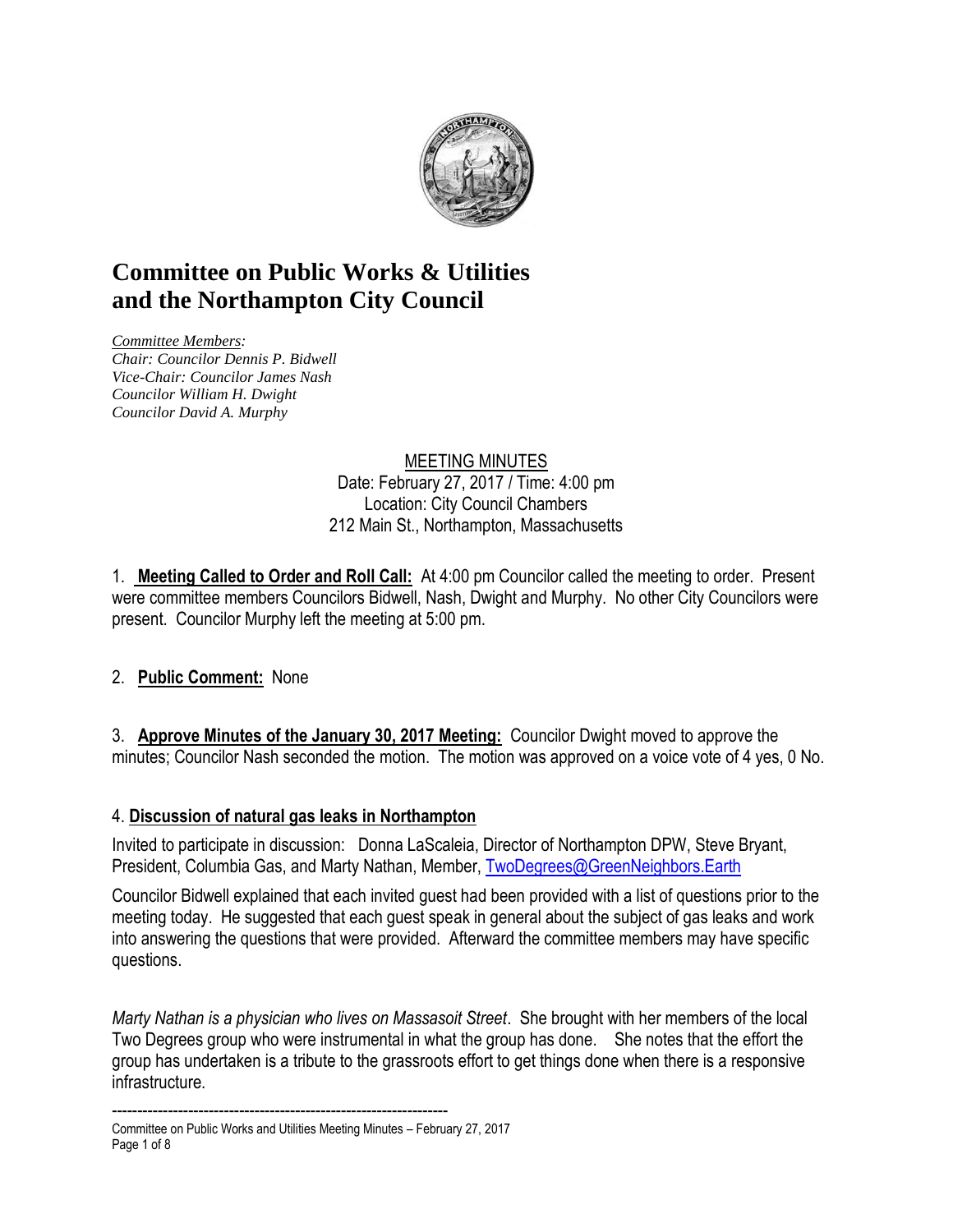# Committee on Public Works & Utilities and the Northampton City Council

*Committee Members:*
*Chair: Councilor Dennis P. Bidwell*
*Vice-Chair: Councilor James Nash*
*Councilor William H. Dwight*
*Councilor David A. Murphy*

MEETING MINUTES
Date: February 27, 2017 / Time: 4:00 pm
Location: City Council Chambers
212 Main St., Northampton, Massachusetts

1. **Meeting Called to Order and Roll Call:** At 4:00 pm Councilor called the meeting to order. Present were committee members Councilors Bidwell, Nash, Dwight and Murphy. No other City Councilors were present. Councilor Murphy left the meeting at 5:00 pm.

2. **Public Comment:** None

3. **Approve Minutes of the January 30, 2017 Meeting:** Councilor Dwight moved to approve the minutes; Councilor Nash seconded the motion. The motion was approved on a voice vote of 4 yes, 0 No.

4. **Discussion of natural gas leaks in Northampton**

Invited to participate in discussion: Donna LaScaleia, Director of Northampton DPW, Steve Bryant, President, Columbia Gas, and Marty Nathan, Member, TwoDegrees@GreenNeighbors.Earth

Councilor Bidwell explained that each invited guest had been provided with a list of questions prior to the meeting today. He suggested that each guest speak in general about the subject of gas leaks and work into answering the questions that were provided. Afterward the committee members may have specific questions.

*Marty Nathan is a physician who lives on Massasoit Street*. She brought with her members of the local Two Degrees group who were instrumental in what the group has done. She notes that the effort the group has undertaken is a tribute to the grassroots effort to get things done when there is a responsive infrastructure.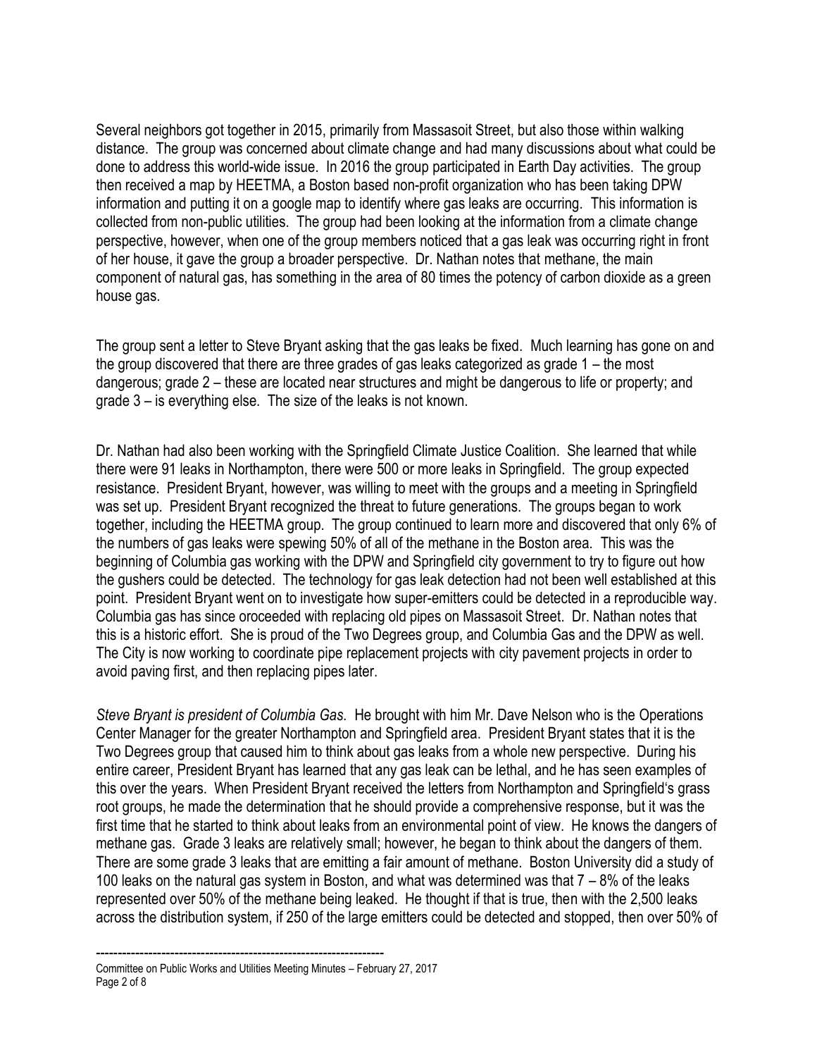Several neighbors got together in 2015, primarily from Massasoit Street, but also those within walking distance. The group was concerned about climate change and had many discussions about what could be done to address this world-wide issue. In 2016 the group participated in Earth Day activities. The group then received a map by HEETMA, a Boston based non-profit organization who has been taking DPW information and putting it on a google map to identify where gas leaks are occurring. This information is collected from non-public utilities. The group had been looking at the information from a climate change perspective, however, when one of the group members noticed that a gas leak was occurring right in front of her house, it gave the group a broader perspective. Dr. Nathan notes that methane, the main component of natural gas, has something in the area of 80 times the potency of carbon dioxide as a green house gas.

The group sent a letter to Steve Bryant asking that the gas leaks be fixed. Much learning has gone on and the group discovered that there are three grades of gas leaks categorized as grade 1 – the most dangerous; grade 2 – these are located near structures and might be dangerous to life or property; and grade 3 – is everything else. The size of the leaks is not known.

Dr. Nathan had also been working with the Springfield Climate Justice Coalition. She learned that while there were 91 leaks in Northampton, there were 500 or more leaks in Springfield. The group expected resistance. President Bryant, however, was willing to meet with the groups and a meeting in Springfield was set up. President Bryant recognized the threat to future generations. The groups began to work together, including the HEETMA group. The group continued to learn more and discovered that only 6% of the numbers of gas leaks were spewing 50% of all of the methane in the Boston area. This was the beginning of Columbia gas working with the DPW and Springfield city government to try to figure out how the gushers could be detected. The technology for gas leak detection had not been well established at this point. President Bryant went on to investigate how super-emitters could be detected in a reproducible way. Columbia gas has since oroceeded with replacing old pipes on Massasoit Street. Dr. Nathan notes that this is a historic effort. She is proud of the Two Degrees group, and Columbia Gas and the DPW as well. The City is now working to coordinate pipe replacement projects with city pavement projects in order to avoid paving first, and then replacing pipes later.

*Steve Bryant is president of Columbia Gas.* He brought with him Mr. Dave Nelson who is the Operations Center Manager for the greater Northampton and Springfield area. President Bryant states that it is the Two Degrees group that caused him to think about gas leaks from a whole new perspective. During his entire career, President Bryant has learned that any gas leak can be lethal, and he has seen examples of this over the years. When President Bryant received the letters from Northampton and Springfield's grass root groups, he made the determination that he should provide a comprehensive response, but it was the first time that he started to think about leaks from an environmental point of view. He knows the dangers of methane gas. Grade 3 leaks are relatively small; however, he began to think about the dangers of them. There are some grade 3 leaks that are emitting a fair amount of methane. Boston University did a study of 100 leaks on the natural gas system in Boston, and what was determined was that 7 – 8% of the leaks represented over 50% of the methane being leaked. He thought if that is true, then with the 2,500 leaks across the distribution system, if 250 of the large emitters could be detected and stopped, then over 50% of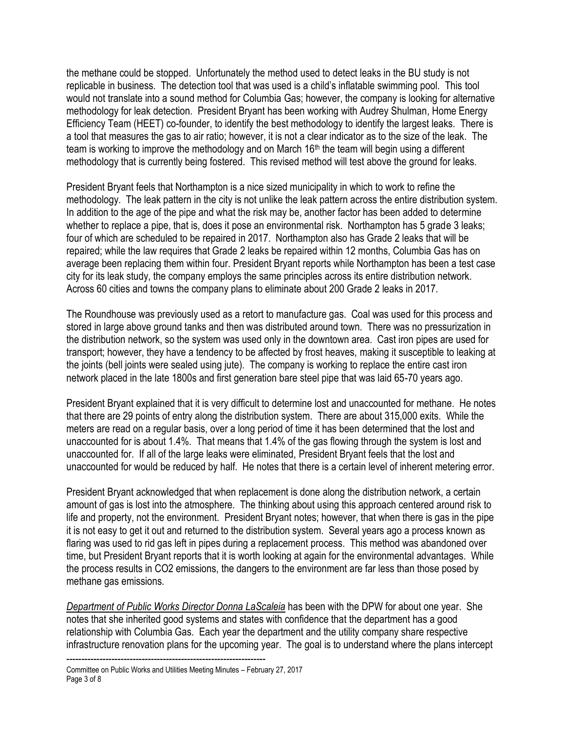the methane could be stopped. Unfortunately the method used to detect leaks in the BU study is not replicable in business. The detection tool that was used is a child's inflatable swimming pool. This tool would not translate into a sound method for Columbia Gas; however, the company is looking for alternative methodology for leak detection. President Bryant has been working with Audrey Shulman, Home Energy Efficiency Team (HEET) co-founder, to identify the best methodology to identify the largest leaks. There is a tool that measures the gas to air ratio; however, it is not a clear indicator as to the size of the leak. The team is working to improve the methodology and on March 16th the team will begin using a different methodology that is currently being fostered. This revised method will test above the ground for leaks.

President Bryant feels that Northampton is a nice sized municipality in which to work to refine the methodology. The leak pattern in the city is not unlike the leak pattern across the entire distribution system. In addition to the age of the pipe and what the risk may be, another factor has been added to determine whether to replace a pipe, that is, does it pose an environmental risk. Northampton has 5 grade 3 leaks; four of which are scheduled to be repaired in 2017. Northampton also has Grade 2 leaks that will be repaired; while the law requires that Grade 2 leaks be repaired within 12 months, Columbia Gas has on average been replacing them within four. President Bryant reports while Northampton has been a test case city for its leak study, the company employs the same principles across its entire distribution network. Across 60 cities and towns the company plans to eliminate about 200 Grade 2 leaks in 2017.

The Roundhouse was previously used as a retort to manufacture gas. Coal was used for this process and stored in large above ground tanks and then was distributed around town. There was no pressurization in the distribution network, so the system was used only in the downtown area. Cast iron pipes are used for transport; however, they have a tendency to be affected by frost heaves, making it susceptible to leaking at the joints (bell joints were sealed using jute). The company is working to replace the entire cast iron network placed in the late 1800s and first generation bare steel pipe that was laid 65-70 years ago.

President Bryant explained that it is very difficult to determine lost and unaccounted for methane. He notes that there are 29 points of entry along the distribution system. There are about 315,000 exits. While the meters are read on a regular basis, over a long period of time it has been determined that the lost and unaccounted for is about 1.4%. That means that 1.4% of the gas flowing through the system is lost and unaccounted for. If all of the large leaks were eliminated, President Bryant feels that the lost and unaccounted for would be reduced by half. He notes that there is a certain level of inherent metering error.

President Bryant acknowledged that when replacement is done along the distribution network, a certain amount of gas is lost into the atmosphere. The thinking about using this approach centered around risk to life and property, not the environment. President Bryant notes; however, that when there is gas in the pipe it is not easy to get it out and returned to the distribution system. Several years ago a process known as flaring was used to rid gas left in pipes during a replacement process. This method was abandoned over time, but President Bryant reports that it is worth looking at again for the environmental advantages. While the process results in $CO_2$ emissions, the dangers to the environment are far less than those posed by methane gas emissions.

*Department of Public Works Director Donna LaScaleia* has been with the DPW for about one year. She notes that she inherited good systems and states with confidence that the department has a good relationship with Columbia Gas. Each year the department and the utility company share respective infrastructure renovation plans for the upcoming year. The goal is to understand where the plans intercept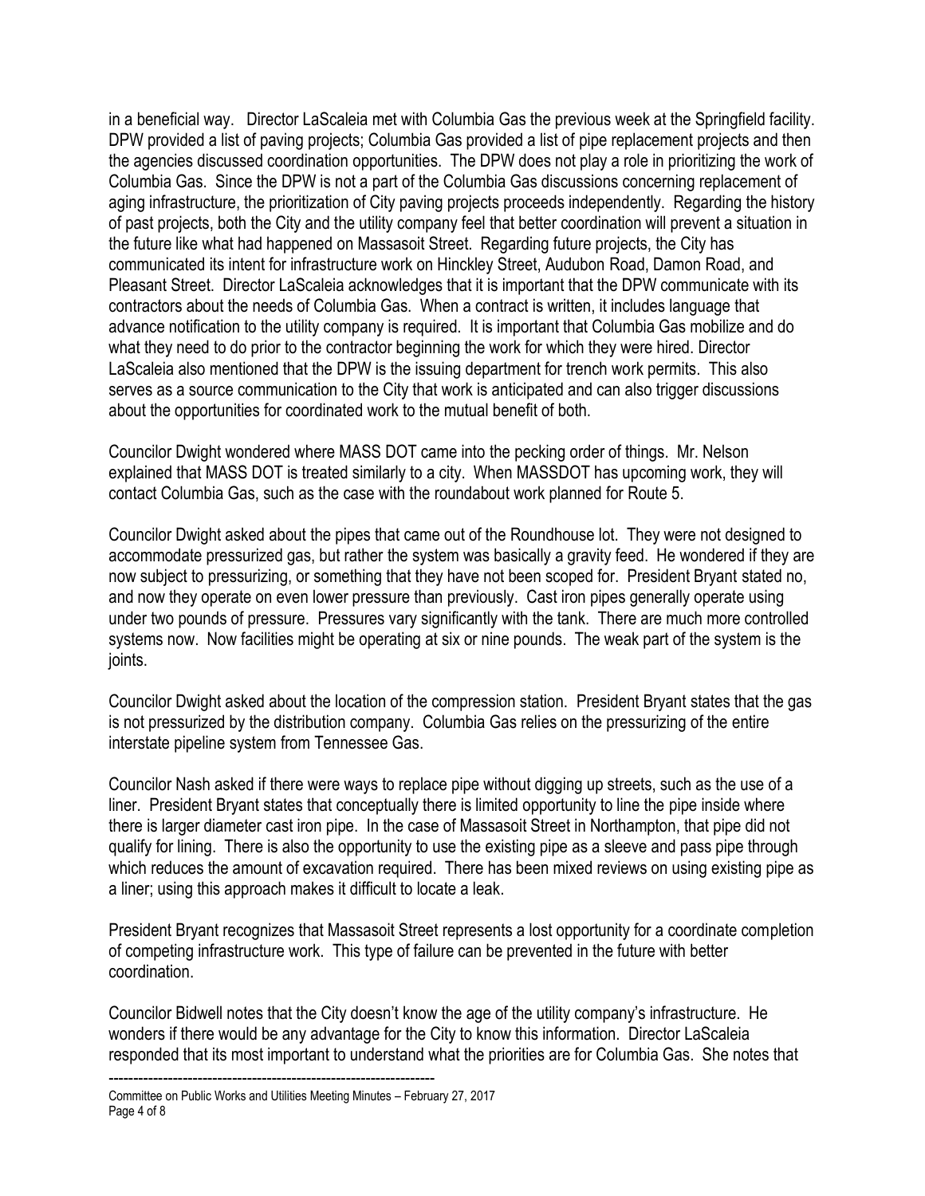in a beneficial way. Director LaScaleia met with Columbia Gas the previous week at the Springfield facility. DPW provided a list of paving projects; Columbia Gas provided a list of pipe replacement projects and then the agencies discussed coordination opportunities. The DPW does not play a role in prioritizing the work of Columbia Gas. Since the DPW is not a part of the Columbia Gas discussions concerning replacement of aging infrastructure, the prioritization of City paving projects proceeds independently. Regarding the history of past projects, both the City and the utility company feel that better coordination will prevent a situation in the future like what had happened on Massasoit Street. Regarding future projects, the City has communicated its intent for infrastructure work on Hinckley Street, Audubon Road, Damon Road, and Pleasant Street. Director LaScaleia acknowledges that it is important that the DPW communicate with its contractors about the needs of Columbia Gas. When a contract is written, it includes language that advance notification to the utility company is required. It is important that Columbia Gas mobilize and do what they need to do prior to the contractor beginning the work for which they were hired. Director LaScaleia also mentioned that the DPW is the issuing department for trench work permits. This also serves as a source communication to the City that work is anticipated and can also trigger discussions about the opportunities for coordinated work to the mutual benefit of both.

Councilor Dwight wondered where MASS DOT came into the pecking order of things. Mr. Nelson explained that MASS DOT is treated similarly to a city. When MASSDOT has upcoming work, they will contact Columbia Gas, such as the case with the roundabout work planned for Route 5.

Councilor Dwight asked about the pipes that came out of the Roundhouse lot. They were not designed to accommodate pressurized gas, but rather the system was basically a gravity feed. He wondered if they are now subject to pressurizing, or something that they have not been scoped for. President Bryant stated no, and now they operate on even lower pressure than previously. Cast iron pipes generally operate using under two pounds of pressure. Pressures vary significantly with the tank. There are much more controlled systems now. Now facilities might be operating at six or nine pounds. The weak part of the system is the joints.

Councilor Dwight asked about the location of the compression station. President Bryant states that the gas is not pressurized by the distribution company. Columbia Gas relies on the pressurizing of the entire interstate pipeline system from Tennessee Gas.

Councilor Nash asked if there were ways to replace pipe without digging up streets, such as the use of a liner. President Bryant states that conceptually there is limited opportunity to line the pipe inside where there is larger diameter cast iron pipe. In the case of Massasoit Street in Northampton, that pipe did not qualify for lining. There is also the opportunity to use the existing pipe as a sleeve and pass pipe through which reduces the amount of excavation required. There has been mixed reviews on using existing pipe as a liner; using this approach makes it difficult to locate a leak.

President Bryant recognizes that Massasoit Street represents a lost opportunity for a coordinate completion of competing infrastructure work. This type of failure can be prevented in the future with better coordination.

Councilor Bidwell notes that the City doesn't know the age of the utility company's infrastructure. He wonders if there would be any advantage for the City to know this information. Director LaScaleia responded that its most important to understand what the priorities are for Columbia Gas. She notes that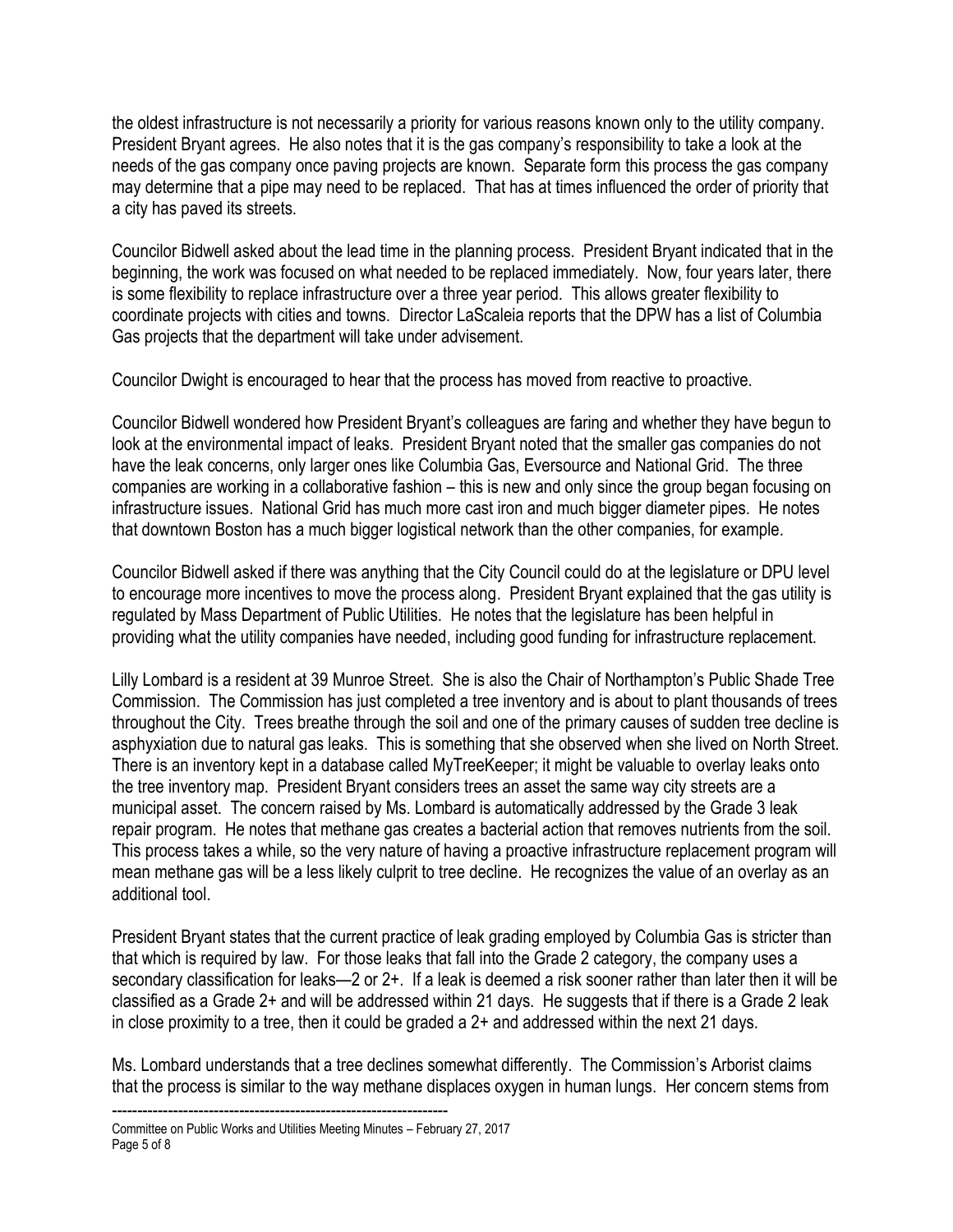the oldest infrastructure is not necessarily a priority for various reasons known only to the utility company. President Bryant agrees. He also notes that it is the gas company's responsibility to take a look at the needs of the gas company once paving projects are known. Separate form this process the gas company may determine that a pipe may need to be replaced. That has at times influenced the order of priority that a city has paved its streets.

Councilor Bidwell asked about the lead time in the planning process. President Bryant indicated that in the beginning, the work was focused on what needed to be replaced immediately. Now, four years later, there is some flexibility to replace infrastructure over a three year period. This allows greater flexibility to coordinate projects with cities and towns. Director LaScaleia reports that the DPW has a list of Columbia Gas projects that the department will take under advisement.

Councilor Dwight is encouraged to hear that the process has moved from reactive to proactive.

Councilor Bidwell wondered how President Bryant's colleagues are faring and whether they have begun to look at the environmental impact of leaks. President Bryant noted that the smaller gas companies do not have the leak concerns, only larger ones like Columbia Gas, Eversource and National Grid. The three companies are working in a collaborative fashion – this is new and only since the group began focusing on infrastructure issues. National Grid has much more cast iron and much bigger diameter pipes. He notes that downtown Boston has a much bigger logistical network than the other companies, for example.

Councilor Bidwell asked if there was anything that the City Council could do at the legislature or DPU level to encourage more incentives to move the process along. President Bryant explained that the gas utility is regulated by Mass Department of Public Utilities. He notes that the legislature has been helpful in providing what the utility companies have needed, including good funding for infrastructure replacement.

Lilly Lombard is a resident at 39 Munroe Street. She is also the Chair of Northampton's Public Shade Tree Commission. The Commission has just completed a tree inventory and is about to plant thousands of trees throughout the City. Trees breathe through the soil and one of the primary causes of sudden tree decline is asphyxiation due to natural gas leaks. This is something that she observed when she lived on North Street. There is an inventory kept in a database called MyTreeKeeper; it might be valuable to overlay leaks onto the tree inventory map. President Bryant considers trees an asset the same way city streets are a municipal asset. The concern raised by Ms. Lombard is automatically addressed by the Grade 3 leak repair program. He notes that methane gas creates a bacterial action that removes nutrients from the soil. This process takes a while, so the very nature of having a proactive infrastructure replacement program will mean methane gas will be a less likely culprit to tree decline. He recognizes the value of an overlay as an additional tool.

President Bryant states that the current practice of leak grading employed by Columbia Gas is stricter than that which is required by law. For those leaks that fall into the Grade 2 category, the company uses a secondary classification for leaks—2 or 2+. If a leak is deemed a risk sooner rather than later then it will be classified as a Grade 2+ and will be addressed within 21 days. He suggests that if there is a Grade 2 leak in close proximity to a tree, then it could be graded a 2+ and addressed within the next 21 days.

Ms. Lombard understands that a tree declines somewhat differently. The Commission's Arborist claims that the process is similar to the way methane displaces oxygen in human lungs. Her concern stems from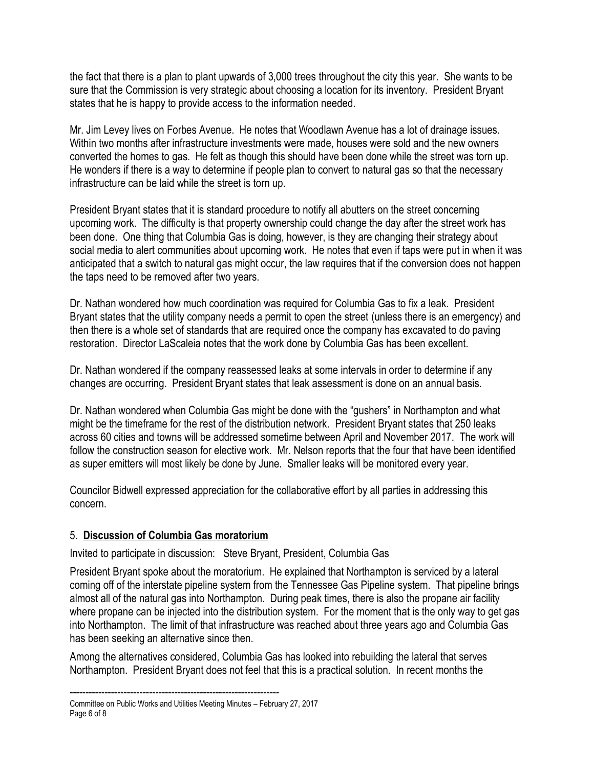the fact that there is a plan to plant upwards of 3,000 trees throughout the city this year. She wants to be sure that the Commission is very strategic about choosing a location for its inventory. President Bryant states that he is happy to provide access to the information needed.

Mr. Jim Levey lives on Forbes Avenue. He notes that Woodlawn Avenue has a lot of drainage issues. Within two months after infrastructure investments were made, houses were sold and the new owners converted the homes to gas. He felt as though this should have been done while the street was torn up. He wonders if there is a way to determine if people plan to convert to natural gas so that the necessary infrastructure can be laid while the street is torn up.

President Bryant states that it is standard procedure to notify all abutters on the street concerning upcoming work. The difficulty is that property ownership could change the day after the street work has been done. One thing that Columbia Gas is doing, however, is they are changing their strategy about social media to alert communities about upcoming work. He notes that even if taps were put in when it was anticipated that a switch to natural gas might occur, the law requires that if the conversion does not happen the taps need to be removed after two years.

Dr. Nathan wondered how much coordination was required for Columbia Gas to fix a leak. President Bryant states that the utility company needs a permit to open the street (unless there is an emergency) and then there is a whole set of standards that are required once the company has excavated to do paving restoration. Director LaScaleia notes that the work done by Columbia Gas has been excellent.

Dr. Nathan wondered if the company reassessed leaks at some intervals in order to determine if any changes are occurring. President Bryant states that leak assessment is done on an annual basis.

Dr. Nathan wondered when Columbia Gas might be done with the "gushers" in Northampton and what might be the timeframe for the rest of the distribution network. President Bryant states that 250 leaks across 60 cities and towns will be addressed sometime between April and November 2017. The work will follow the construction season for elective work. Mr. Nelson reports that the four that have been identified as super emitters will most likely be done by June. Smaller leaks will be monitored every year.

Councilor Bidwell expressed appreciation for the collaborative effort by all parties in addressing this concern.

## 5. **Discussion of Columbia Gas moratorium**

Invited to participate in discussion: Steve Bryant, President, Columbia Gas

President Bryant spoke about the moratorium. He explained that Northampton is serviced by a lateral coming off of the interstate pipeline system from the Tennessee Gas Pipeline system. That pipeline brings almost all of the natural gas into Northampton. During peak times, there is also the propane air facility where propane can be injected into the distribution system. For the moment that is the only way to get gas into Northampton. The limit of that infrastructure was reached about three years ago and Columbia Gas has been seeking an alternative since then.

Among the alternatives considered, Columbia Gas has looked into rebuilding the lateral that serves Northampton. President Bryant does not feel that this is a practical solution. In recent months the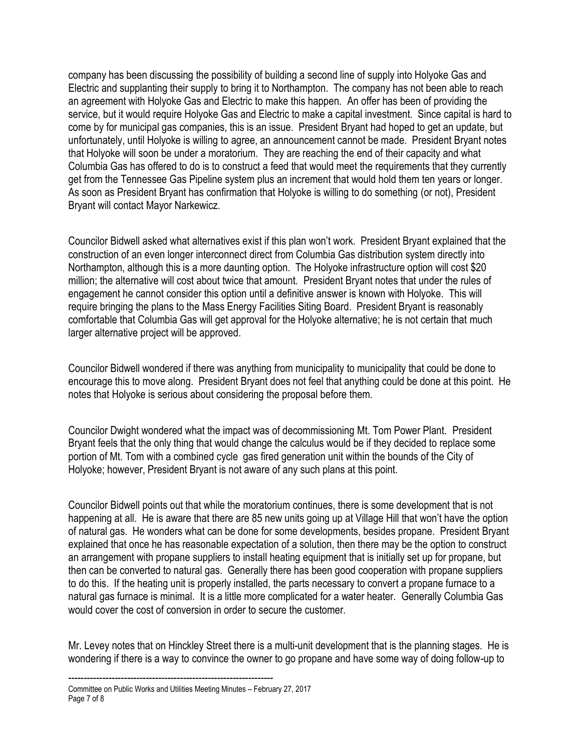company has been discussing the possibility of building a second line of supply into Holyoke Gas and Electric and supplanting their supply to bring it to Northampton. The company has not been able to reach an agreement with Holyoke Gas and Electric to make this happen. An offer has been of providing the service, but it would require Holyoke Gas and Electric to make a capital investment. Since capital is hard to come by for municipal gas companies, this is an issue. President Bryant had hoped to get an update, but unfortunately, until Holyoke is willing to agree, an announcement cannot be made. President Bryant notes that Holyoke will soon be under a moratorium. They are reaching the end of their capacity and what Columbia Gas has offered to do is to construct a feed that would meet the requirements that they currently get from the Tennessee Gas Pipeline system plus an increment that would hold them ten years or longer. As soon as President Bryant has confirmation that Holyoke is willing to do something (or not), President Bryant will contact Mayor Narkewicz.

Councilor Bidwell asked what alternatives exist if this plan won't work. President Bryant explained that the construction of an even longer interconnect direct from Columbia Gas distribution system directly into Northampton, although this is a more daunting option. The Holyoke infrastructure option will cost $20 million; the alternative will cost about twice that amount. President Bryant notes that under the rules of engagement he cannot consider this option until a definitive answer is known with Holyoke. This will require bringing the plans to the Mass Energy Facilities Siting Board. President Bryant is reasonably comfortable that Columbia Gas will get approval for the Holyoke alternative; he is not certain that much larger alternative project will be approved.

Councilor Bidwell wondered if there was anything from municipality to municipality that could be done to encourage this to move along. President Bryant does not feel that anything could be done at this point. He notes that Holyoke is serious about considering the proposal before them.

Councilor Dwight wondered what the impact was of decommissioning Mt. Tom Power Plant. President Bryant feels that the only thing that would change the calculus would be if they decided to replace some portion of Mt. Tom with a combined cycle gas fired generation unit within the bounds of the City of Holyoke; however, President Bryant is not aware of any such plans at this point.

Councilor Bidwell points out that while the moratorium continues, there is some development that is not happening at all. He is aware that there are 85 new units going up at Village Hill that won't have the option of natural gas. He wonders what can be done for some developments, besides propane. President Bryant explained that once he has reasonable expectation of a solution, then there may be the option to construct an arrangement with propane suppliers to install heating equipment that is initially set up for propane, but then can be converted to natural gas. Generally there has been good cooperation with propane suppliers to do this. If the heating unit is properly installed, the parts necessary to convert a propane furnace to a natural gas furnace is minimal. It is a little more complicated for a water heater. Generally Columbia Gas would cover the cost of conversion in order to secure the customer.

Mr. Levey notes that on Hinckley Street there is a multi-unit development that is the planning stages. He is wondering if there is a way to convince the owner to go propane and have some way of doing follow-up to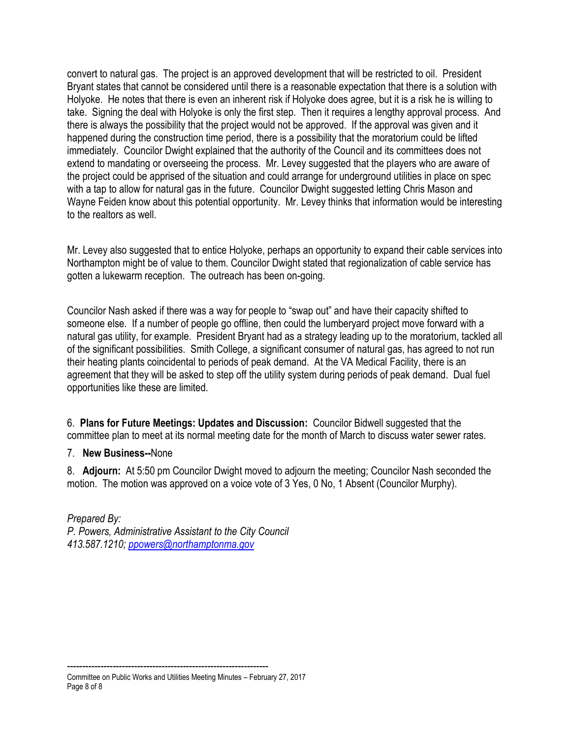convert to natural gas. The project is an approved development that will be restricted to oil. President Bryant states that cannot be considered until there is a reasonable expectation that there is a solution with Holyoke. He notes that there is even an inherent risk if Holyoke does agree, but it is a risk he is willing to take. Signing the deal with Holyoke is only the first step. Then it requires a lengthy approval process. And there is always the possibility that the project would not be approved. If the approval was given and it happened during the construction time period, there is a possibility that the moratorium could be lifted immediately. Councilor Dwight explained that the authority of the Council and its committees does not extend to mandating or overseeing the process. Mr. Levey suggested that the players who are aware of the project could be apprised of the situation and could arrange for underground utilities in place on spec with a tap to allow for natural gas in the future. Councilor Dwight suggested letting Chris Mason and Wayne Feiden know about this potential opportunity. Mr. Levey thinks that information would be interesting to the realtors as well.

Mr. Levey also suggested that to entice Holyoke, perhaps an opportunity to expand their cable services into Northampton might be of value to them. Councilor Dwight stated that regionalization of cable service has gotten a lukewarm reception. The outreach has been on-going.

Councilor Nash asked if there was a way for people to "swap out" and have their capacity shifted to someone else. If a number of people go offline, then could the lumberyard project move forward with a natural gas utility, for example. President Bryant had as a strategy leading up to the moratorium, tackled all of the significant possibilities. Smith College, a significant consumer of natural gas, has agreed to not run their heating plants coincidental to periods of peak demand. At the VA Medical Facility, there is an agreement that they will be asked to step off the utility system during periods of peak demand. Dual fuel opportunities like these are limited.

6. **Plans for Future Meetings: Updates and Discussion:** Councilor Bidwell suggested that the committee plan to meet at its normal meeting date for the month of March to discuss water sewer rates.

7. **New Business--**None

8. **Adjourn:** At 5:50 pm Councilor Dwight moved to adjourn the meeting; Councilor Nash seconded the motion. The motion was approved on a voice vote of 3 Yes, 0 No, 1 Absent (Councilor Murphy).

*Prepared By:*
*P. Powers, Administrative Assistant to the City Council*
*413.587.1210; ppowers@northamptonma.gov*